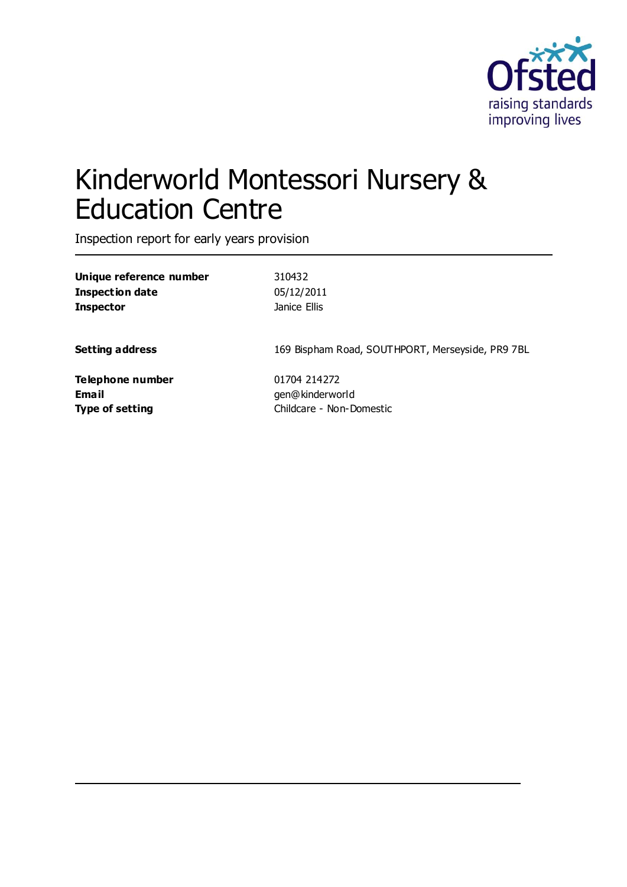Ofsted
raising standards
improving lives

# Kinderworld Montessori Nursery & Education Centre

Inspection report for early years provision

| | |
|---|---|
| **Unique reference number** | 310432 |
| **Inspection date** | 05/12/2011 |
| **Inspector** | Janice Ellis |
| | |
| **Setting address** | 169 Bispham Road, SOUTHPORT, Merseyside, PR9 7BL |
| | |
| **Telephone number** | 01704 214272 |
| **Email** | gen@kinderworld |
| **Type of setting** | Childcare - Non-Domestic |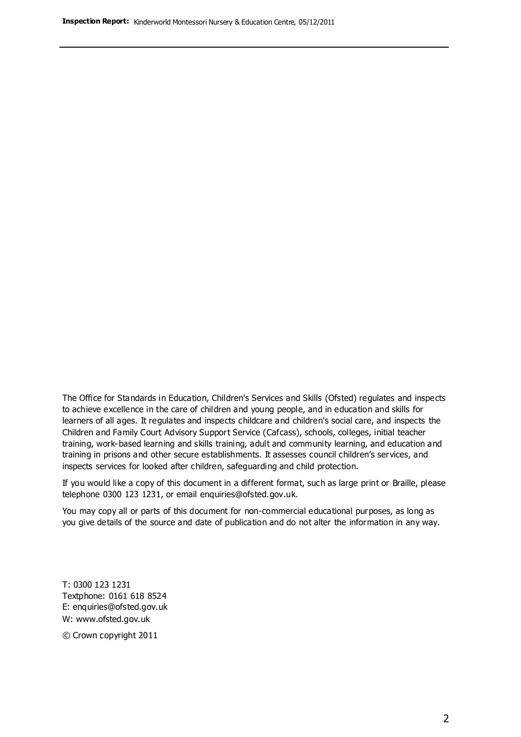The Office for Standards in Education, Children's Services and Skills (Ofsted) regulates and inspects to achieve excellence in the care of children and young people, and in education and skills for learners of all ages. It regulates and inspects childcare and children's social care, and inspects the Children and Family Court Advisory Support Service (Cafcass), schools, colleges, initial teacher training, work-based learning and skills training, adult and community learning, and education and training in prisons and other secure establishments. It assesses council children's services, and inspects services for looked after children, safeguarding and child protection.

If you would like a copy of this document in a different format, such as large print or Braille, please telephone 0300 123 1231, or email enquiries@ofsted.gov.uk.

You may copy all or parts of this document for non-commercial educational purposes, as long as you give details of the source and date of publication and do not alter the information in any way.

T: 0300 123 1231
Textphone: 0161 618 8524
E: enquiries@ofsted.gov.uk
W: www.ofsted.gov.uk

© Crown copyright 2011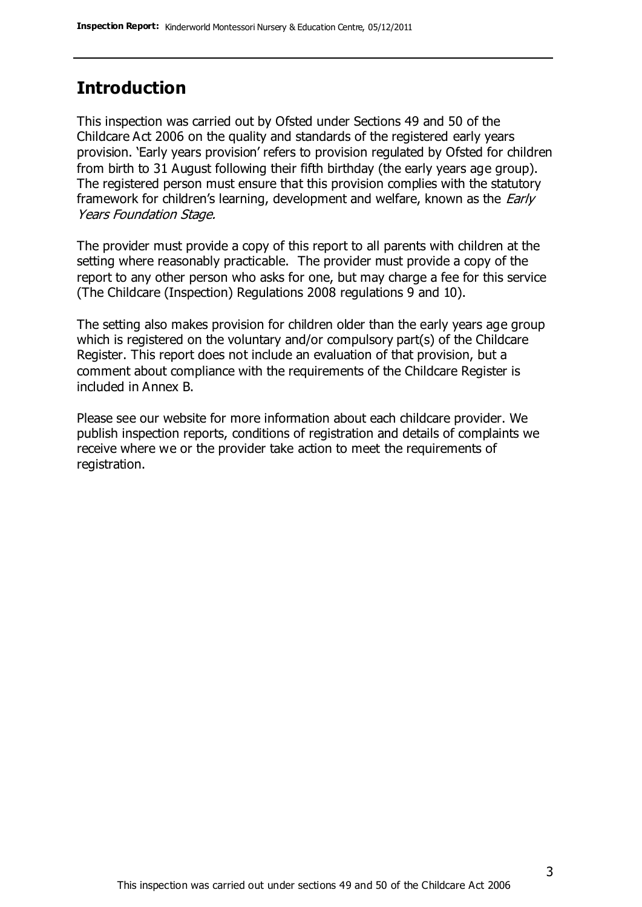## Introduction

This inspection was carried out by Ofsted under Sections 49 and 50 of the Childcare Act 2006 on the quality and standards of the registered early years provision. 'Early years provision' refers to provision regulated by Ofsted for children from birth to 31 August following their fifth birthday (the early years age group). The registered person must ensure that this provision complies with the statutory framework for children's learning, development and welfare, known as the *Early Years Foundation Stage*.

The provider must provide a copy of this report to all parents with children at the setting where reasonably practicable. The provider must provide a copy of the report to any other person who asks for one, but may charge a fee for this service (The Childcare (Inspection) Regulations 2008 regulations 9 and 10).

The setting also makes provision for children older than the early years age group which is registered on the voluntary and/or compulsory part(s) of the Childcare Register. This report does not include an evaluation of that provision, but a comment about compliance with the requirements of the Childcare Register is included in Annex B.

Please see our website for more information about each childcare provider. We publish inspection reports, conditions of registration and details of complaints we receive where we or the provider take action to meet the requirements of registration.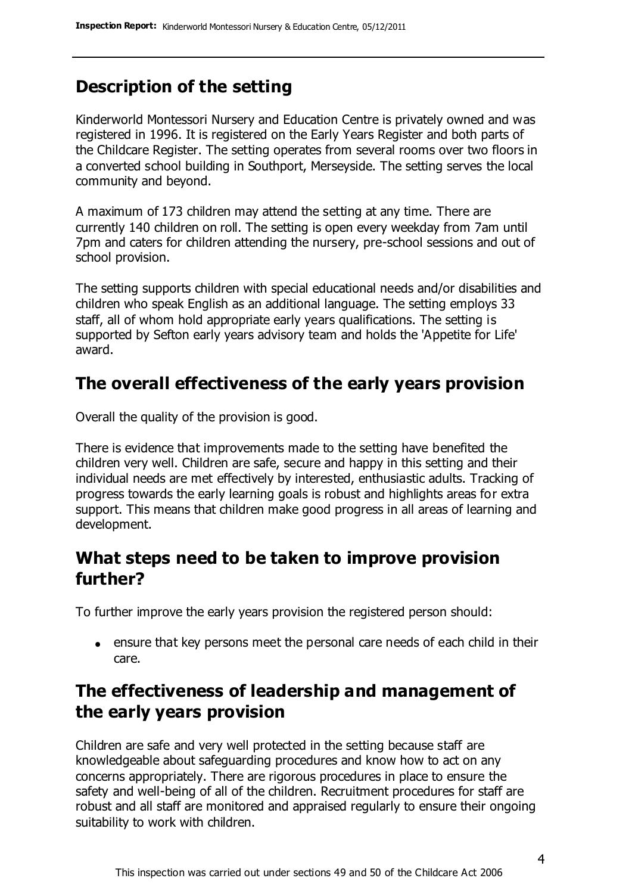## Description of the setting

Kinderworld Montessori Nursery and Education Centre is privately owned and was registered in 1996. It is registered on the Early Years Register and both parts of the Childcare Register. The setting operates from several rooms over two floors in a converted school building in Southport, Merseyside. The setting serves the local community and beyond.

A maximum of 173 children may attend the setting at any time. There are currently 140 children on roll. The setting is open every weekday from 7am until 7pm and caters for children attending the nursery, pre-school sessions and out of school provision.

The setting supports children with special educational needs and/or disabilities and children who speak English as an additional language. The setting employs 33 staff, all of whom hold appropriate early years qualifications. The setting is supported by Sefton early years advisory team and holds the 'Appetite for Life' award.

## The overall effectiveness of the early years provision

Overall the quality of the provision is good.

There is evidence that improvements made to the setting have benefited the children very well. Children are safe, secure and happy in this setting and their individual needs are met effectively by interested, enthusiastic adults. Tracking of progress towards the early learning goals is robust and highlights areas for extra support. This means that children make good progress in all areas of learning and development.

## What steps need to be taken to improve provision further?

To further improve the early years provision the registered person should:

- ensure that key persons meet the personal care needs of each child in their care.

## The effectiveness of leadership and management of the early years provision

Children are safe and very well protected in the setting because staff are knowledgeable about safeguarding procedures and know how to act on any concerns appropriately. There are rigorous procedures in place to ensure the safety and well-being of all of the children. Recruitment procedures for staff are robust and all staff are monitored and appraised regularly to ensure their ongoing suitability to work with children.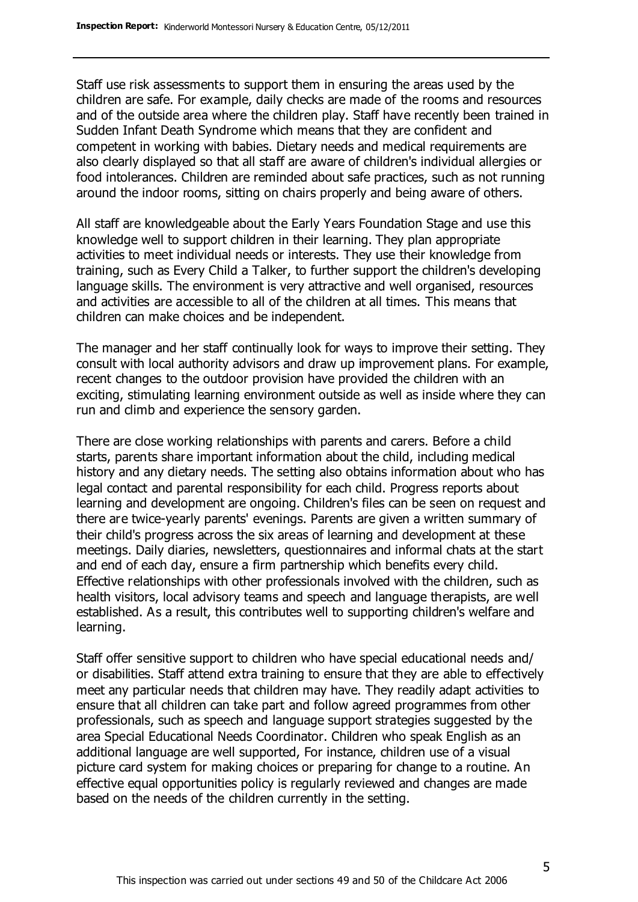Staff use risk assessments to support them in ensuring the areas used by the children are safe. For example, daily checks are made of the rooms and resources and of the outside area where the children play. Staff have recently been trained in Sudden Infant Death Syndrome which means that they are confident and competent in working with babies. Dietary needs and medical requirements are also clearly displayed so that all staff are aware of children's individual allergies or food intolerances. Children are reminded about safe practices, such as not running around the indoor rooms, sitting on chairs properly and being aware of others.

All staff are knowledgeable about the Early Years Foundation Stage and use this knowledge well to support children in their learning. They plan appropriate activities to meet individual needs or interests. They use their knowledge from training, such as Every Child a Talker, to further support the children's developing language skills. The environment is very attractive and well organised, resources and activities are accessible to all of the children at all times. This means that children can make choices and be independent.

The manager and her staff continually look for ways to improve their setting. They consult with local authority advisors and draw up improvement plans. For example, recent changes to the outdoor provision have provided the children with an exciting, stimulating learning environment outside as well as inside where they can run and climb and experience the sensory garden.

There are close working relationships with parents and carers. Before a child starts, parents share important information about the child, including medical history and any dietary needs. The setting also obtains information about who has legal contact and parental responsibility for each child. Progress reports about learning and development are ongoing. Children's files can be seen on request and there are twice-yearly parents' evenings. Parents are given a written summary of their child's progress across the six areas of learning and development at these meetings. Daily diaries, newsletters, questionnaires and informal chats at the start and end of each day, ensure a firm partnership which benefits every child. Effective relationships with other professionals involved with the children, such as health visitors, local advisory teams and speech and language therapists, are well established. As a result, this contributes well to supporting children's welfare and learning.

Staff offer sensitive support to children who have special educational needs and/ or disabilities. Staff attend extra training to ensure that they are able to effectively meet any particular needs that children may have. They readily adapt activities to ensure that all children can take part and follow agreed programmes from other professionals, such as speech and language support strategies suggested by the area Special Educational Needs Coordinator. Children who speak English as an additional language are well supported, For instance, children use of a visual picture card system for making choices or preparing for change to a routine. An effective equal opportunities policy is regularly reviewed and changes are made based on the needs of the children currently in the setting.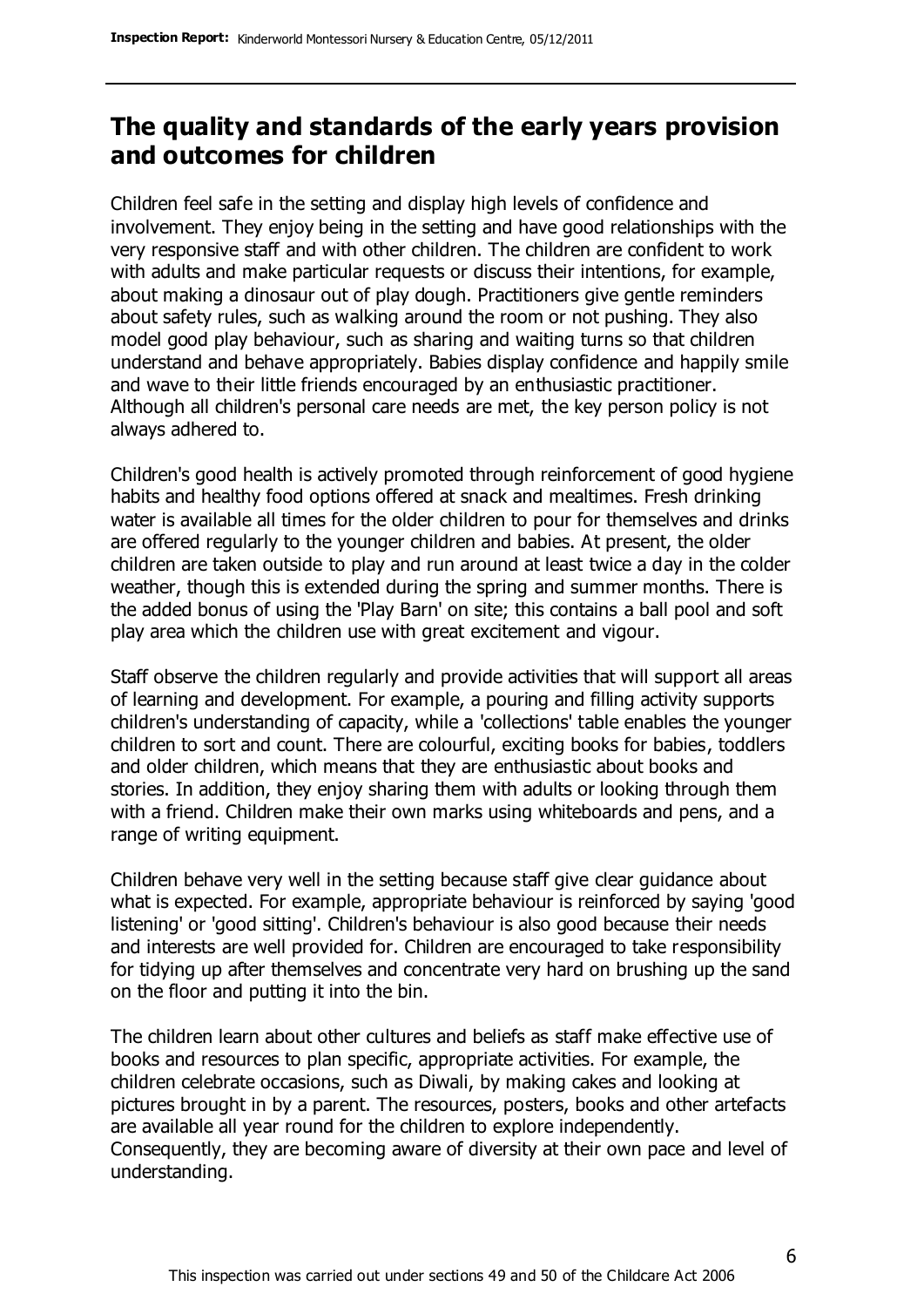## The quality and standards of the early years provision and outcomes for children

Children feel safe in the setting and display high levels of confidence and involvement. They enjoy being in the setting and have good relationships with the very responsive staff and with other children. The children are confident to work with adults and make particular requests or discuss their intentions, for example, about making a dinosaur out of play dough. Practitioners give gentle reminders about safety rules, such as walking around the room or not pushing. They also model good play behaviour, such as sharing and waiting turns so that children understand and behave appropriately. Babies display confidence and happily smile and wave to their little friends encouraged by an enthusiastic practitioner. Although all children's personal care needs are met, the key person policy is not always adhered to.

Children's good health is actively promoted through reinforcement of good hygiene habits and healthy food options offered at snack and mealtimes. Fresh drinking water is available all times for the older children to pour for themselves and drinks are offered regularly to the younger children and babies. At present, the older children are taken outside to play and run around at least twice a day in the colder weather, though this is extended during the spring and summer months. There is the added bonus of using the 'Play Barn' on site; this contains a ball pool and soft play area which the children use with great excitement and vigour.

Staff observe the children regularly and provide activities that will support all areas of learning and development. For example, a pouring and filling activity supports children's understanding of capacity, while a 'collections' table enables the younger children to sort and count. There are colourful, exciting books for babies, toddlers and older children, which means that they are enthusiastic about books and stories. In addition, they enjoy sharing them with adults or looking through them with a friend. Children make their own marks using whiteboards and pens, and a range of writing equipment.

Children behave very well in the setting because staff give clear guidance about what is expected. For example, appropriate behaviour is reinforced by saying 'good listening' or 'good sitting'. Children's behaviour is also good because their needs and interests are well provided for. Children are encouraged to take responsibility for tidying up after themselves and concentrate very hard on brushing up the sand on the floor and putting it into the bin.

The children learn about other cultures and beliefs as staff make effective use of books and resources to plan specific, appropriate activities. For example, the children celebrate occasions, such as Diwali, by making cakes and looking at pictures brought in by a parent. The resources, posters, books and other artefacts are available all year round for the children to explore independently. Consequently, they are becoming aware of diversity at their own pace and level of understanding.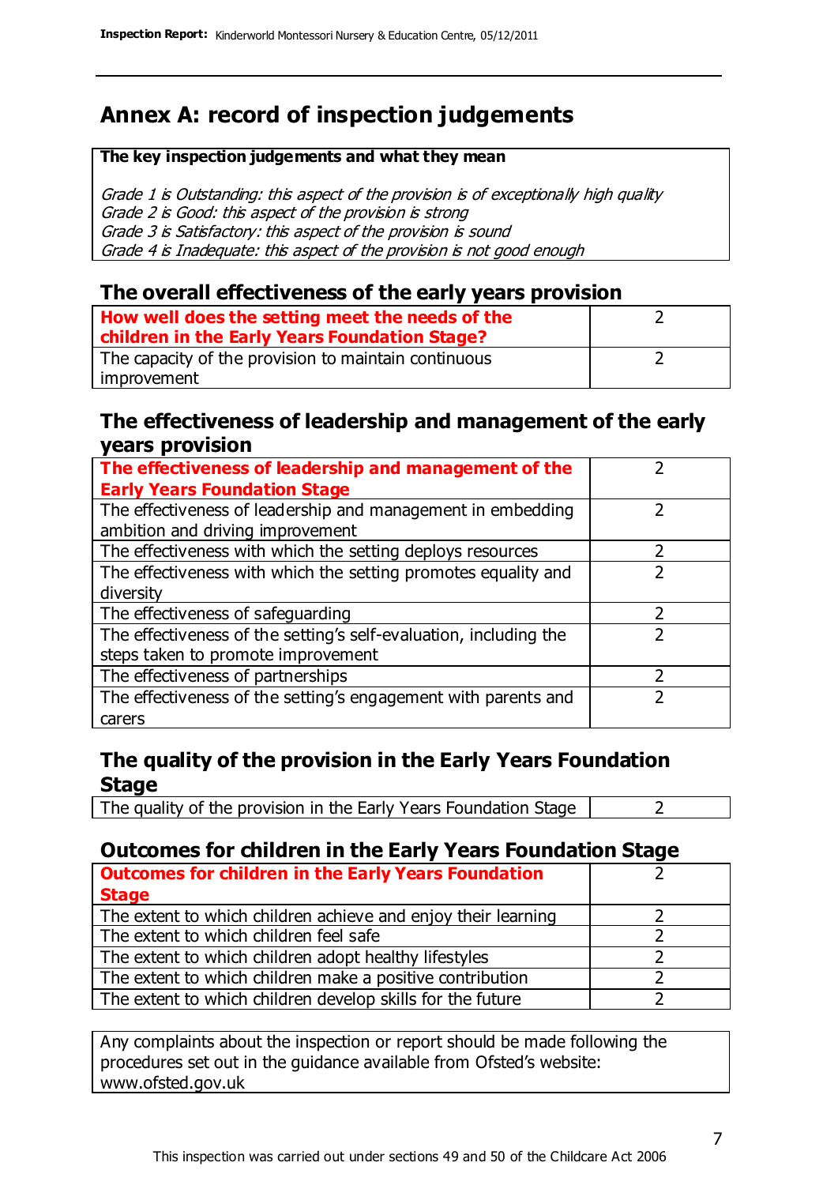# Annex A: record of inspection judgements

**The key inspection judgements and what they mean**

*Grade 1 is Outstanding: this aspect of the provision is of exceptionally high quality*
*Grade 2 is Good: this aspect of the provision is strong*
*Grade 3 is Satisfactory: this aspect of the provision is sound*
*Grade 4 is Inadequate: this aspect of the provision is not good enough*

## The overall effectiveness of the early years provision

| | |
|---|---|
| **How well does the setting meet the needs of the children in the Early Years Foundation Stage?** | 2 |
| The capacity of the provision to maintain continuous improvement | 2 |

## The effectiveness of leadership and management of the early years provision

| | |
|---|---|
| **The effectiveness of leadership and management of the Early Years Foundation Stage** | 2 |
| The effectiveness of leadership and management in embedding ambition and driving improvement | 2 |
| The effectiveness with which the setting deploys resources | 2 |
| The effectiveness with which the setting promotes equality and diversity | 2 |
| The effectiveness of safeguarding | 2 |
| The effectiveness of the setting's self-evaluation, including the steps taken to promote improvement | 2 |
| The effectiveness of partnerships | 2 |
| The effectiveness of the setting's engagement with parents and carers | 2 |

## The quality of the provision in the Early Years Foundation Stage

| | |
|---|---|
| The quality of the provision in the Early Years Foundation Stage | 2 |

## Outcomes for children in the Early Years Foundation Stage

| | |
|---|---|
| **Outcomes for children in the Early Years Foundation Stage** | 2 |
| The extent to which children achieve and enjoy their learning | 2 |
| The extent to which children feel safe | 2 |
| The extent to which children adopt healthy lifestyles | 2 |
| The extent to which children make a positive contribution | 2 |
| The extent to which children develop skills for the future | 2 |

Any complaints about the inspection or report should be made following the procedures set out in the guidance available from Ofsted's website: www.ofsted.gov.uk

This inspection was carried out under sections 49 and 50 of the Childcare Act 2006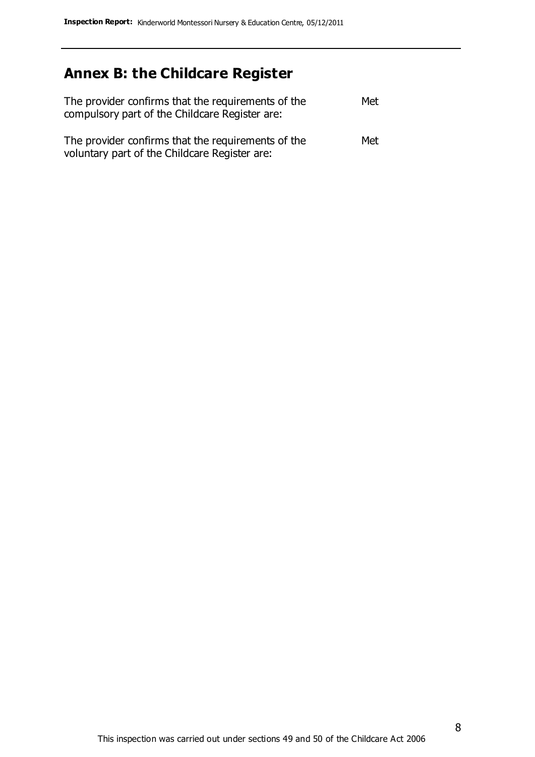## Annex B: the Childcare Register

| | |
|---|---|
| The provider confirms that the requirements of the compulsory part of the Childcare Register are: | Met |
| The provider confirms that the requirements of the voluntary part of the Childcare Register are: | Met |

This inspection was carried out under sections 49 and 50 of the Childcare Act 2006